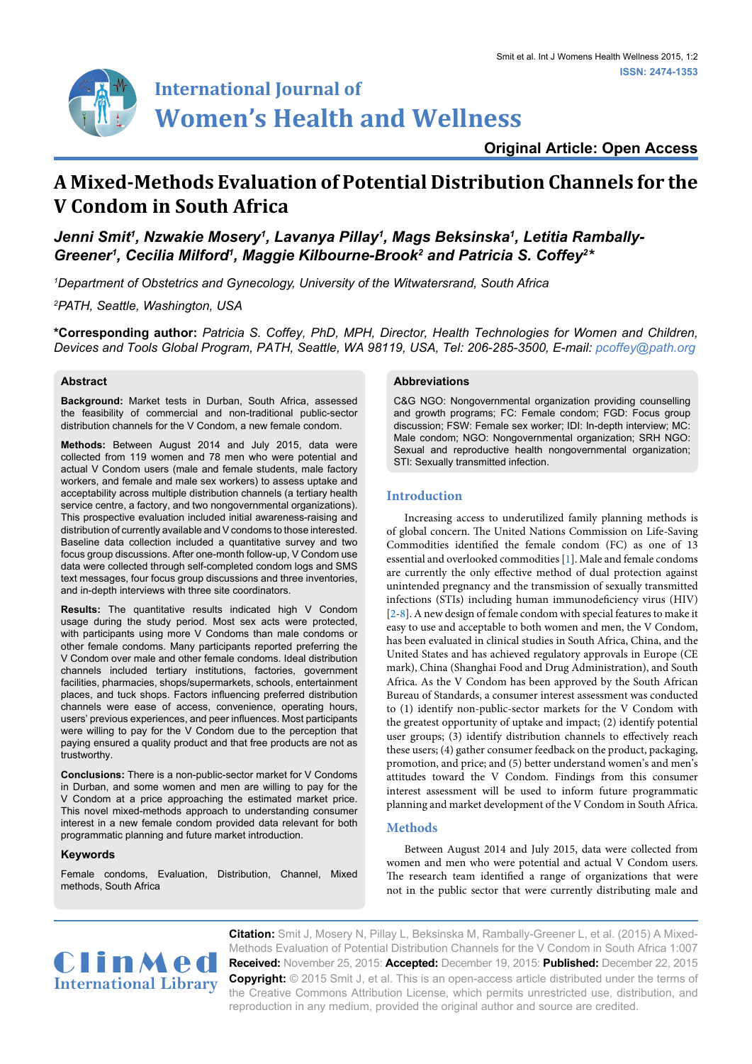Original Article: Open Access

# A Mixed-Methods Evaluation of Potential Distribution Channels for the V Condom in South Africa

***Jenni Smit[1], Nzwakie Mosery[1], Lavanya Pillay[1], Mags Beksinska[1], Letitia Rambally-Greener[1], Cecilia Milford[1], Maggie Kilbourne-Brook[2] and Patricia S. Coffey[2]****

*[1]Department of Obstetrics and Gynecology, University of the Witwatersrand, South Africa*

*[2]PATH, Seattle, Washington, USA*

**\*Corresponding author:** *Patricia S. Coffey, PhD, MPH, Director, Health Technologies for Women and Children, Devices and Tools Global Program, PATH, Seattle, WA 98119, USA, Tel: 206-285-3500, E-mail: pcoffey@path.org*

## Abstract

**Background:** Market tests in Durban, South Africa, assessed the feasibility of commercial and non-traditional public-sector distribution channels for the V Condom, a new female condom.

**Methods:** Between August 2014 and July 2015, data were collected from 119 women and 78 men who were potential and actual V Condom users (male and female students, male factory workers, and female and male sex workers) to assess uptake and acceptability across multiple distribution channels (a tertiary health service centre, a factory, and two nongovernmental organizations). This prospective evaluation included initial awareness-raising and distribution of currently available and V condoms to those interested. Baseline data collection included a quantitative survey and two focus group discussions. After one-month follow-up, V Condom use data were collected through self-completed condom logs and SMS text messages, four focus group discussions and three inventories, and in-depth interviews with three site coordinators.

**Results:** The quantitative results indicated high V Condom usage during the study period. Most sex acts were protected, with participants using more V Condoms than male condoms or other female condoms. Many participants reported preferring the V Condom over male and other female condoms. Ideal distribution channels included tertiary institutions, factories, government facilities, pharmacies, shops/supermarkets, schools, entertainment places, and tuck shops. Factors influencing preferred distribution channels were ease of access, convenience, operating hours, users' previous experiences, and peer influences. Most participants were willing to pay for the V Condom due to the perception that paying ensured a quality product and that free products are not as trustworthy.

**Conclusions:** There is a non-public-sector market for V Condoms in Durban, and some women and men are willing to pay for the V Condom at a price approaching the estimated market price. This novel mixed-methods approach to understanding consumer interest in a new female condom provided data relevant for both programmatic planning and future market introduction.

## Keywords

Female condoms, Evaluation, Distribution, Channel, Mixed methods, South Africa

## Abbreviations

C&G NGO: Nongovernmental organization providing counselling and growth programs; FC: Female condom; FGD: Focus group discussion; FSW: Female sex worker; IDI: In-depth interview; MC: Male condom; NGO: Nongovernmental organization; SRH NGO: Sexual and reproductive health nongovernmental organization; STI: Sexually transmitted infection.

## Introduction

Increasing access to underutilized family planning methods is of global concern. The United Nations Commission on Life-Saving Commodities identified the female condom (FC) as one of 13 essential and overlooked commodities [1]. Male and female condoms are currently the only effective method of dual protection against unintended pregnancy and the transmission of sexually transmitted infections (STIs) including human immunodeficiency virus (HIV) [2-8]. A new design of female condom with special features to make it easy to use and acceptable to both women and men, the V Condom, has been evaluated in clinical studies in South Africa, China, and the United States and has achieved regulatory approvals in Europe (CE mark), China (Shanghai Food and Drug Administration), and South Africa. As the V Condom has been approved by the South African Bureau of Standards, a consumer interest assessment was conducted to (1) identify non-public-sector markets for the V Condom with the greatest opportunity of uptake and impact; (2) identify potential user groups; (3) identify distribution channels to effectively reach these users; (4) gather consumer feedback on the product, packaging, promotion, and price; and (5) better understand women's and men's attitudes toward the V Condom. Findings from this consumer interest assessment will be used to inform future programmatic planning and market development of the V Condom in South Africa.

## Methods

Between August 2014 and July 2015, data were collected from women and men who were potential and actual V Condom users. The research team identified a range of organizations that were not in the public sector that were currently distributing male and

**Citation:** Smit J, Mosery N, Pillay L, Beksinska M, Rambally-Greener L, et al. (2015) A Mixed-Methods Evaluation of Potential Distribution Channels for the V Condom in South Africa 1:007

**Received:** November 25, 2015: **Accepted:** December 19, 2015: **Published:** December 22, 2015

**Copyright:** © 2015 Smit J, et al. This is an open-access article distributed under the terms of the Creative Commons Attribution License, which permits unrestricted use, distribution, and reproduction in any medium, provided the original author and source are credited.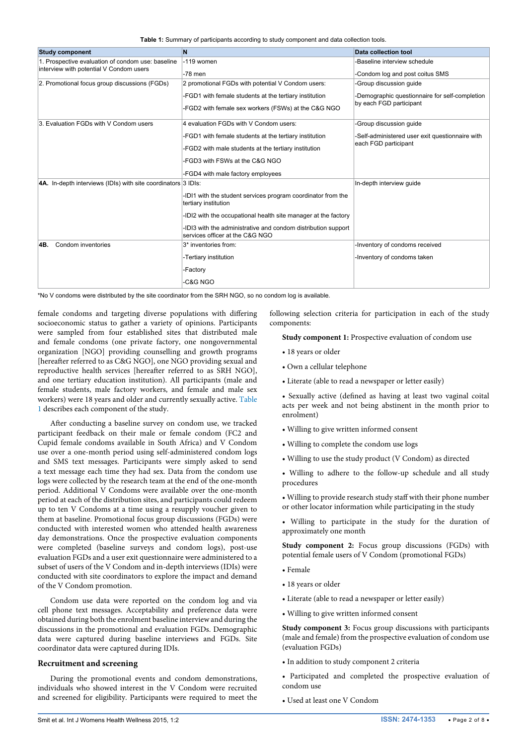**Table 1:** Summary of participants according to study component and data collection tools.

| Study component | N | Data collection tool |
|---|---|---|
| 1. Prospective evaluation of condom use: baseline interview with potential V Condom users | -119 women<br>-78 men | -Baseline interview schedule<br>-Condom log and post coitus SMS |
| 2. Promotional focus group discussions (FGDs) | 2 promotional FGDs with potential V Condom users:<br>-FGD1 with female students at the tertiary institution<br>-FGD2 with female sex workers (FSWs) at the C&G NGO | -Group discussion guide<br>-Demographic questionnaire for self-completion by each FGD participant |
| 3. Evaluation FGDs with V Condom users | 4 evaluation FGDs with V Condom users:<br>-FGD1 with female students at the tertiary institution<br>-FGD2 with male students at the tertiary institution<br>-FGD3 with FSWs at the C&G NGO<br>-FGD4 with male factory employees | -Group discussion guide<br>-Self-administered user exit questionnaire with each FGD participant |
| **4A.** In-depth interviews (IDIs) with site coordinators | 3 IDIs:<br>-IDI1 with the student services program coordinator from the tertiary institution<br>-IDI2 with the occupational health site manager at the factory<br>-IDI3 with the administrative and condom distribution support services officer at the C&G NGO | In-depth interview guide |
| **4B.** Condom inventories | 3* inventories from:<br>-Tertiary institution<br>-Factory<br>-C&G NGO | -Inventory of condoms received<br>-Inventory of condoms taken |

*No V condoms were distributed by the site coordinator from the SRH NGO, so no condom log is available.

female condoms and targeting diverse populations with differing socioeconomic status to gather a variety of opinions. Participants were sampled from four established sites that distributed male and female condoms (one private factory, one nongovernmental organization [NGO] providing counselling and growth programs [hereafter referred to as C&G NGO], one NGO providing sexual and reproductive health services [hereafter referred to as SRH NGO], and one tertiary education institution). All participants (male and female students, male factory workers, and female and male sex workers) were 18 years and older and currently sexually active. Table 1 describes each component of the study.

After conducting a baseline survey on condom use, we tracked participant feedback on their male or female condom (FC2 and Cupid female condoms available in South Africa) and V Condom use over a one-month period using self-administered condom logs and SMS text messages. Participants were simply asked to send a text message each time they had sex. Data from the condom use logs were collected by the research team at the end of the one-month period. Additional V Condoms were available over the one-month period at each of the distribution sites, and participants could redeem up to ten V Condoms at a time using a resupply voucher given to them at baseline. Promotional focus group discussions (FGDs) were conducted with interested women who attended health awareness day demonstrations. Once the prospective evaluation components were completed (baseline surveys and condom logs), post-use evaluation FGDs and a user exit questionnaire were administered to a subset of users of the V Condom and in-depth interviews (IDIs) were conducted with site coordinators to explore the impact and demand of the V Condom promotion.

Condom use data were reported on the condom log and via cell phone text messages. Acceptability and preference data were obtained during both the enrolment baseline interview and during the discussions in the promotional and evaluation FGDs. Demographic data were captured during baseline interviews and FGDs. Site coordinator data were captured during IDIs.

## Recruitment and screening

During the promotional events and condom demonstrations, individuals who showed interest in the V Condom were recruited and screened for eligibility. Participants were required to meet the following selection criteria for participation in each of the study components:

**Study component 1:** Prospective evaluation of condom use

- 18 years or older
- Own a cellular telephone
- Literate (able to read a newspaper or letter easily)
- Sexually active (defined as having at least two vaginal coital acts per week and not being abstinent in the month prior to enrolment)
- Willing to give written informed consent
- Willing to complete the condom use logs
- Willing to use the study product (V Condom) as directed
- Willing to adhere to the follow-up schedule and all study procedures
- Willing to provide research study staff with their phone number or other locator information while participating in the study
- Willing to participate in the study for the duration of approximately one month

**Study component 2:** Focus group discussions (FGDs) with potential female users of V Condom (promotional FGDs)

- Female
- 18 years or older
- Literate (able to read a newspaper or letter easily)
- Willing to give written informed consent

**Study component 3:** Focus group discussions with participants (male and female) from the prospective evaluation of condom use (evaluation FGDs)

- In addition to study component 2 criteria
- Participated and completed the prospective evaluation of condom use
- Used at least one V Condom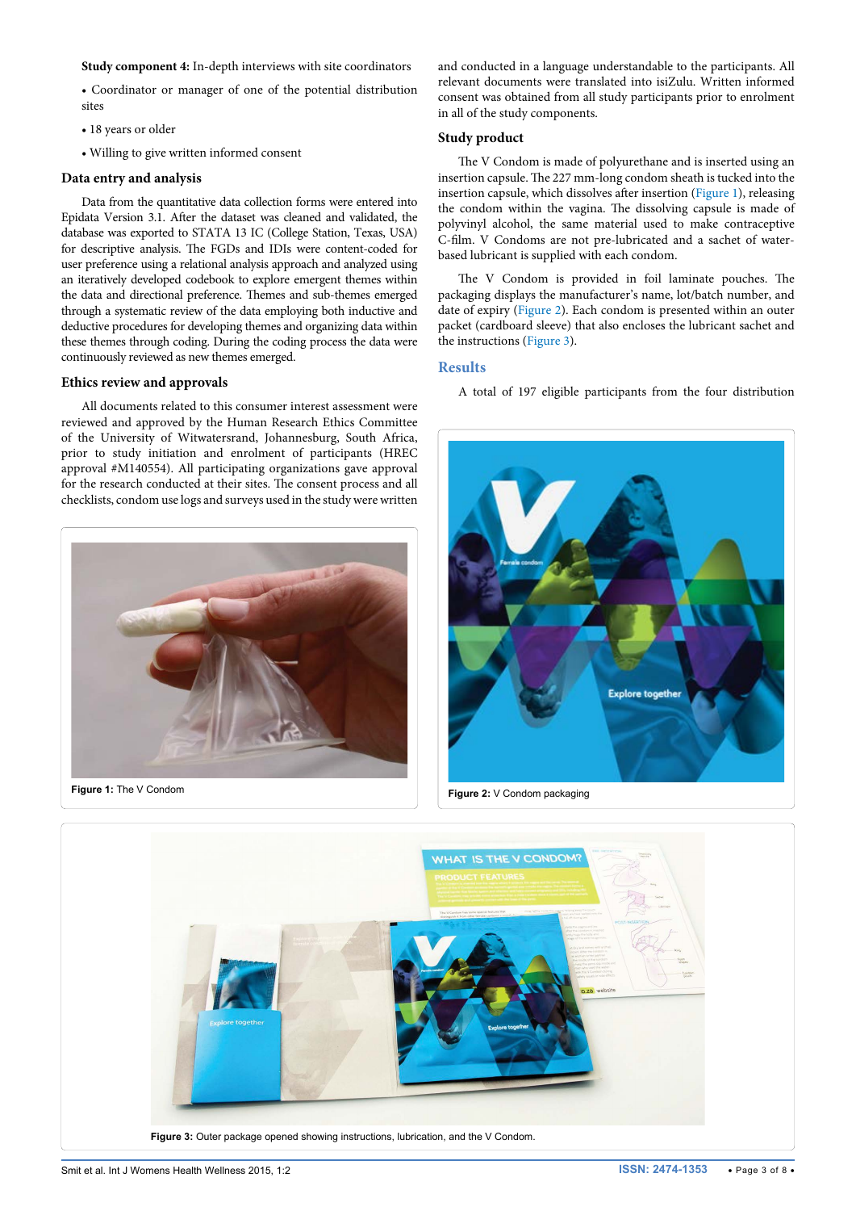**Study component 4:** In-depth interviews with site coordinators

- Coordinator or manager of one of the potential distribution sites
- 18 years or older
- Willing to give written informed consent

### Data entry and analysis

Data from the quantitative data collection forms were entered into Epidata Version 3.1. After the dataset was cleaned and validated, the database was exported to STATA 13 IC (College Station, Texas, USA) for descriptive analysis. The FGDs and IDIs were content-coded for user preference using a relational analysis approach and analyzed using an iteratively developed codebook to explore emergent themes within the data and directional preference. Themes and sub-themes emerged through a systematic review of the data employing both inductive and deductive procedures for developing themes and organizing data within these themes through coding. During the coding process the data were continuously reviewed as new themes emerged.

### Ethics review and approvals

All documents related to this consumer interest assessment were reviewed and approved by the Human Research Ethics Committee of the University of Witwatersrand, Johannesburg, South Africa, prior to study initiation and enrolment of participants (HREC approval #M140554). All participating organizations gave approval for the research conducted at their sites. The consent process and all checklists, condom use logs and surveys used in the study were written and conducted in a language understandable to the participants. All relevant documents were translated into isiZulu. Written informed consent was obtained from all study participants prior to enrolment in all of the study components.

Figure 1: The V Condom

### Study product

The V Condom is made of polyurethane and is inserted using an insertion capsule. The 227 mm-long condom sheath is tucked into the insertion capsule, which dissolves after insertion (Figure 1), releasing the condom within the vagina. The dissolving capsule is made of polyvinyl alcohol, the same material used to make contraceptive C-film. V Condoms are not pre-lubricated and a sachet of water-based lubricant is supplied with each condom.

The V Condom is provided in foil laminate pouches. The packaging displays the manufacturer's name, lot/batch number, and date of expiry (Figure 2). Each condom is presented within an outer packet (cardboard sleeve) that also encloses the lubricant sachet and the instructions (Figure 3).

## Results

A total of 197 eligible participants from the four distribution

Figure 2: V Condom packaging

Figure 3: Outer package opened showing instructions, lubrication, and the V Condom.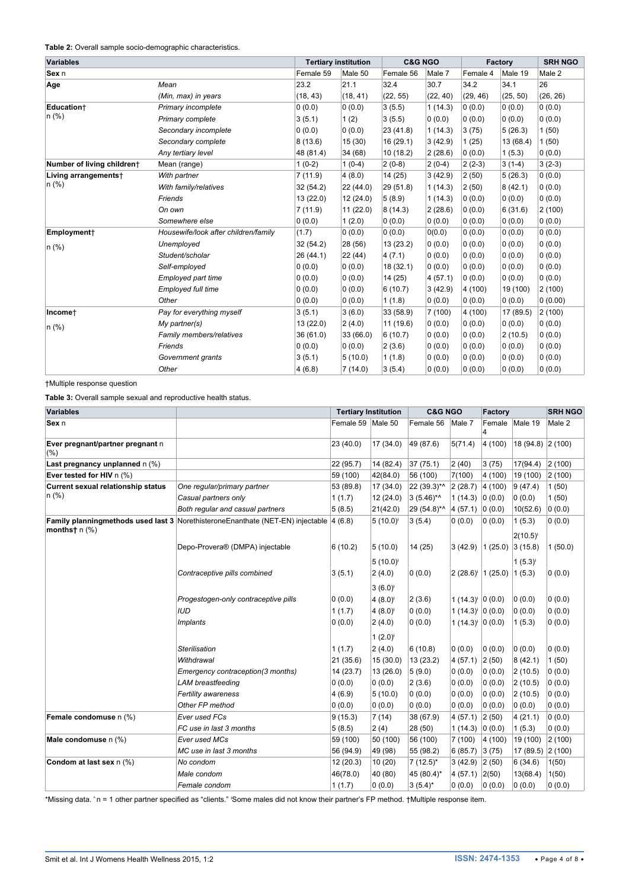**Table 2:** Overall sample socio-demographic characteristics.

| Variables | | Tertiary institution | | C&G NGO | | Factory | | SRH NGO |
|---|---|---|---|---|---|---|---|---|
| **Sex** n | | Female 59 | Male 50 | Female 56 | Male 7 | Female 4 | Male 19 | Male 2 |
| **Age** | *Mean* | 23.2 | 21.1 | 32.4 | 30.7 | 34.2 | 34.1 | 26 |
| | *(Min, max) in years* | (18, 43) | (18, 41) | (22, 55) | (22, 40) | (29, 46) | (25, 50) | (26, 26) |
| **Education†** n (%) | *Primary incomplete* | 0 (0.0) | 0 (0.0) | 3 (5.5) | 1 (14.3) | 0 (0.0) | 0 (0.0) | 0 (0.0) |
| | *Primary complete* | 3 (5.1) | 1 (2) | 3 (5.5) | 0 (0.0) | 0 (0.0) | 0 (0.0) | 0 (0.0) |
| | *Secondary incomplete* | 0 (0.0) | 0 (0.0) | 23 (41.8) | 1 (14.3) | 3 (75) | 5 (26.3) | 1 (50) |
| | *Secondary complete* | 8 (13.6) | 15 (30) | 16 (29.1) | 3 (42.9) | 1 (25) | 13 (68.4) | 1 (50) |
| | *Any tertiary level* | 48 (81.4) | 34 (68) | 10 (18.2) | 2 (28.6) | 0 (0.0) | 1 (5.3) | 0 (0.0) |
| **Number of living children†** | Mean (range) | 1 (0-2) | 1 (0-4) | 2 (0-8) | 2 (0-4) | 2 (2-3) | 3 (1-4) | 3 (2-3) |
| **Living arrangements†** n (%) | *With partner* | 7 (11.9) | 4 (8.0) | 14 (25) | 3 (42.9) | 2 (50) | 5 (26.3) | 0 (0.0) |
| | *With family/relatives* | 32 (54.2) | 22 (44.0) | 29 (51.8) | 1 (14.3) | 2 (50) | 8 (42.1) | 0 (0.0) |
| | *Friends* | 13 (22.0) | 12 (24.0) | 5 (8.9) | 1 (14.3) | 0 (0.0) | 0 (0.0) | 0 (0.0) |
| | *On own* | 7 (11.9) | 11 (22.0) | 8 (14.3) | 2 (28.6) | 0 (0.0) | 6 (31.6) | 2 (100) |
| | *Somewhere else* | 0 (0.0) | 1 (2.0) | 0 (0.0) | 0 (0.0) | 0 (0.0) | 0 (0.0) | 0 (0.0) |
| **Employment†** n (%) | *Housewife/look after children/family* | (1.7) | 0 (0.0) | 0 (0.0) | 0(0.0) | 0 (0.0) | 0 (0.0) | 0 (0.0) |
| | *Unemployed* | 32 (54.2) | 28 (56) | 13 (23.2) | 0 (0.0) | 0 (0.0) | 0 (0.0) | 0 (0.0) |
| | *Student/scholar* | 26 (44.1) | 22 (44) | 4 (7.1) | 0 (0.0) | 0 (0.0) | 0 (0.0) | 0 (0.0) |
| | *Self-employed* | 0 (0.0) | 0 (0.0) | 18 (32.1) | 0 (0.0) | 0 (0.0) | 0 (0.0) | 0 (0.0) |
| | *Employed part time* | 0 (0.0) | 0 (0.0) | 14 (25) | 4 (57.1) | 0 (0.0) | 0 (0.0) | 0 (0.0) |
| | *Employed full time* | 0 (0.0) | 0 (0.0) | 6 (10.7) | 3 (42.9) | 4 (100) | 19 (100) | 2 (100) |
| | *Other* | 0 (0.0) | 0 (0.0) | 1 (1.8) | 0 (0.0) | 0 (0.0) | 0 (0.0) | 0 (0.00) |
| **Income†** n (%) | *Pay for everything myself* | 3 (5.1) | 3 (6.0) | 33 (58.9) | 7 (100) | 4 (100) | 17 (89.5) | 2 (100) |
| | *My partner(s)* | 13 (22.0) | 2 (4.0) | 11 (19.6) | 0 (0.0) | 0 (0.0) | 0 (0.0) | 0 (0.0) |
| | *Family members/relatives* | 36 (61.0) | 33 (66.0) | 6 (10.7) | 0 (0.0) | 0 (0.0) | 2 (10.5) | 0 (0.0) |
| | *Friends* | 0 (0.0) | 0 (0.0) | 2 (3.6) | 0 (0.0) | 0 (0.0) | 0 (0.0) | 0 (0.0) |
| | *Government grants* | 3 (5.1) | 5 (10.0) | 1 (1.8) | 0 (0.0) | 0 (0.0) | 0 (0.0) | 0 (0.0) |
| | *Other* | 4 (6.8) | 7 (14.0) | 3 (5.4) | 0 (0.0) | 0 (0.0) | 0 (0.0) | 0 (0.0) |

†Multiple response question

**Table 3:** Overall sample sexual and reproductive health status.

| Variables | | Tertiary Institution | | C&G NGO | | Factory | | SRH NGO |
|---|---|---|---|---|---|---|---|---|
| **Sex** n | | Female 59 | Male 50 | Female 56 | Male 7 | Female 4 | Male 19 | Male 2 |
| **Ever pregnant/partner pregnant** n (%) | | 23 (40.0) | 17 (34.0) | 49 (87.6) | 5(71.4) | 4 (100) | 18 (94.8) | 2 (100) |
| **Last pregnancy unplanned** n (%) | | 22 (95.7) | 14 (82.4) | 37 (75.1) | 2 (40) | 3 (75) | 17(94.4) | 2 (100) |
| **Ever tested for HIV** n (%) | | 59 (100) | 42(84.0) | 56 (100) | 7(100) | 4 (100) | 19 (100) | 2 (100) |
| **Current sexual relationship status** n (%) | *One regular/primary partner* | 53 (89.8) | 17 (34.0) | 22 (39.3)*^ | 2 (28.7) | 4 (100) | 9 (47.4) | 1 (50) |
| | *Casual partners only* | 1 (1.7) | 12 (24.0) | 3 (5.46)*^ | 1 (14.3) | 0 (0.0) | 0 (0.0) | 1 (50) |
| | *Both regular and casual partners* | 5 (8.5) | 21(42.0) | 29 (54.8)*^ | 4 (57.1) | 0 (0.0) | 10(52.6) | 0 (0.0) |
| **Family planningmethods used last 3 months†** n (%) | NorethisteroneEnanthate (NET-EN) injectable | 4 (6.8) | 5 (10.0)ᶦ | 3 (5.4) | 0 (0.0) | 0 (0.0) | 1 (5.3) 2(10.5)ᶦ | 0 (0.0) |
| | Depo-Provera® (DMPA) injectable | 6 (10.2) | 5 (10.0) 5 (10.0)ᶦ | 14 (25) | 3 (42.9) | 1 (25.0) | 3 (15.8) 1 (5.3)ᶦ | 1 (50.0) |
| | *Contraceptive pills combined* | 3 (5.1) | 2 (4.0) 3 (6.0)ᶦ | 0 (0.0) | 2 (28.6)ᶦ | 1 (25.0) | 1 (5.3) | 0 (0.0) |
| | *Progestogen-only contraceptive pills* | 0 (0.0) | 4 (8.0)ᶦ | 2 (3.6) | 1 (14.3)ᶦ | 0 (0.0) | 0 (0.0) | 0 (0.0) |
| | *IUD* | 1 (1.7) | 4 (8.0)ᶦ | 0 (0.0) | 1 (14.3)ᶦ | 0 (0.0) | 0 (0.0) | 0 (0.0) |
| | *Implants* | 0 (0.0) | 2 (4.0) 1 (2.0)ᶦ | 0 (0.0) | 1 (14.3)ᶦ | 0 (0.0) | 1 (5.3) | 0 (0.0) |
| | *Sterilisation* | 1 (1.7) | 2 (4.0) | 6 (10.8) | 0 (0.0) | 0 (0.0) | 0 (0.0) | 0 (0.0) |
| | *Withdrawal* | 21 (35.6) | 15 (30.0) | 13 (23.2) | 4 (57.1) | 2 (50) | 8 (42.1) | 1 (50) |
| | *Emergency contraception(3 months)* | 14 (23.7) | 13 (26.0) | 5 (9.0) | 0 (0.0) | 0 (0.0) | 2 (10.5) | 0 (0.0) |
| | *LAM breastfeeding* | 0 (0.0) | 0 (0.0) | 2 (3.6) | 0 (0.0) | 0 (0.0) | 2 (10.5) | 0 (0.0) |
| | *Fertility awareness* | 4 (6.9) | 5 (10.0) | 0 (0.0) | 0 (0.0) | 0 (0.0) | 2 (10.5) | 0 (0.0) |
| | *Other FP method* | 0 (0.0) | 0 (0.0) | 0 (0.0) | 0 (0.0) | 0 (0.0) | 0 (0.0) | 0 (0.0) |
| **Female condomuse** n (%) | *Ever used FCs* | 9 (15.3) | 7 (14) | 38 (67.9) | 4 (57.1) | 2 (50) | 4 (21.1) | 0 (0.0) |
| | *FC use in last 3 months* | 5 (8.5) | 2 (4) | 28 (50) | 1 (14.3) | 0 (0.0) | 1 (5.3) | 0 (0.0) |
| **Male condomuse** n (%) | *Ever used MCs* | 59 (100) | 50 (100) | 56 (100) | 7 (100) | 4 (100) | 19 (100) | 2 (100) |
| | *MC use in last 3 months* | 56 (94.9) | 49 (98) | 55 (98.2) | 6 (85.7) | 3 (75) | 17 (89.5) | 2 (100) |
| **Condom at last sex** n (%) | *No condom* | 12 (20.3) | 10 (20) | 7 (12.5)* | 3 (42.9) | 2 (50) | 6 (34.6) | 1(50) |
| | *Male condom* | 46(78.0) | 40 (80) | 45 (80.4)* | 4 (57.1) | 2(50) | 13(68.4) | 1(50) |
| | *Female condom* | 1 (1.7) | 0 (0.0) | 3 (5.4)* | 0 (0.0) | 0 (0.0) | 0 (0.0) | 0 (0.0) |

*Missing data. ^n = 1 other partner specified as "clients." ᶦSome males did not know their partner's FP method. †Multiple response item.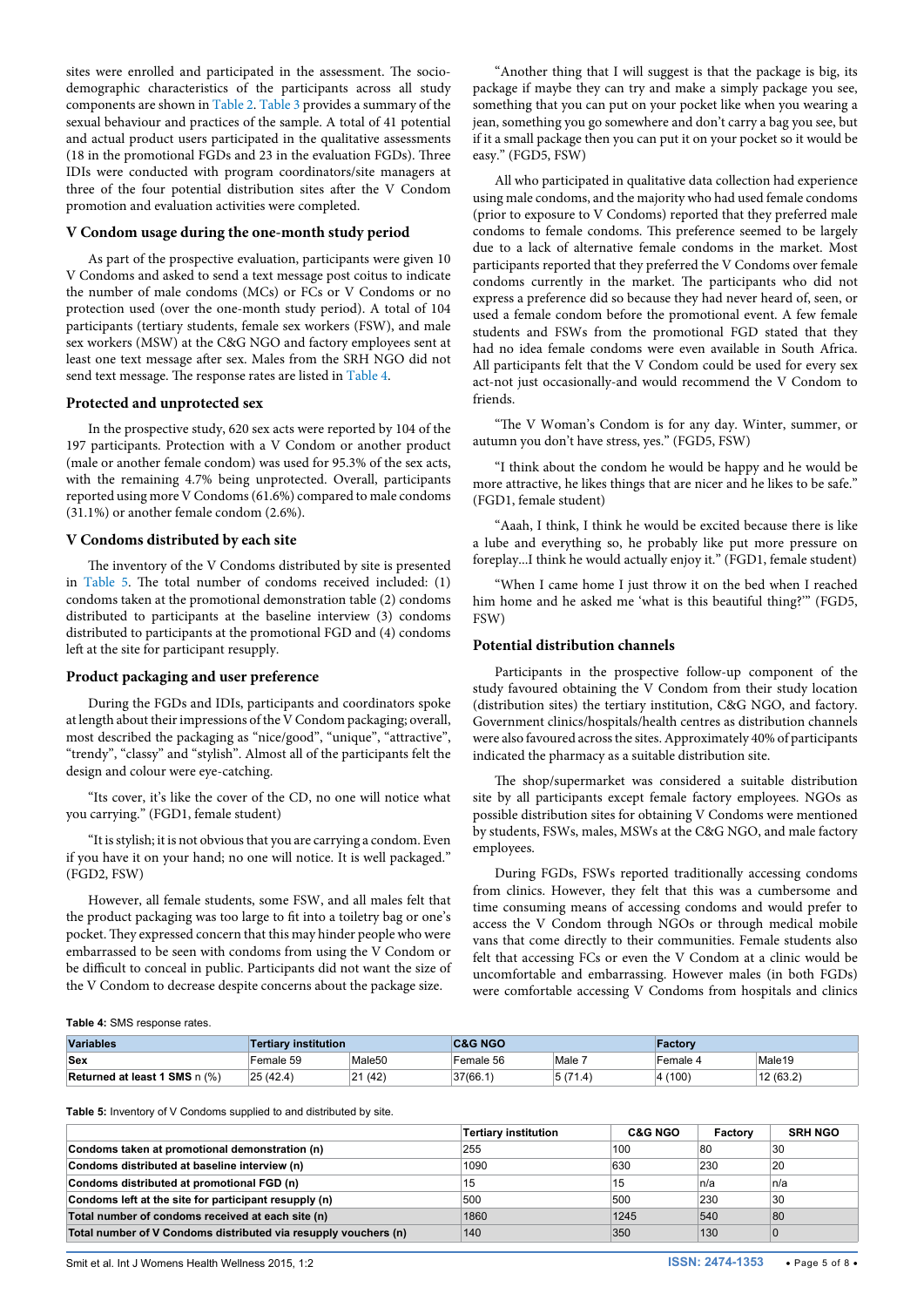sites were enrolled and participated in the assessment. The socio-demographic characteristics of the participants across all study components are shown in Table 2. Table 3 provides a summary of the sexual behaviour and practices of the sample. A total of 41 potential and actual product users participated in the qualitative assessments (18 in the promotional FGDs and 23 in the evaluation FGDs). Three IDIs were conducted with program coordinators/site managers at three of the four potential distribution sites after the V Condom promotion and evaluation activities were completed.

### V Condom usage during the one-month study period

As part of the prospective evaluation, participants were given 10 V Condoms and asked to send a text message post coitus to indicate the number of male condoms (MCs) or FCs or V Condoms or no protection used (over the one-month study period). A total of 104 participants (tertiary students, female sex workers (FSW), and male sex workers (MSW) at the C&G NGO and factory employees sent at least one text message after sex. Males from the SRH NGO did not send text message. The response rates are listed in Table 4.

### Protected and unprotected sex

In the prospective study, 620 sex acts were reported by 104 of the 197 participants. Protection with a V Condom or another product (male or another female condom) was used for 95.3% of the sex acts, with the remaining 4.7% being unprotected. Overall, participants reported using more V Condoms (61.6%) compared to male condoms (31.1%) or another female condom (2.6%).

### V Condoms distributed by each site

The inventory of the V Condoms distributed by site is presented in Table 5. The total number of condoms received included: (1) condoms taken at the promotional demonstration table (2) condoms distributed to participants at the baseline interview (3) condoms distributed to participants at the promotional FGD and (4) condoms left at the site for participant resupply.

### Product packaging and user preference

During the FGDs and IDIs, participants and coordinators spoke at length about their impressions of the V Condom packaging; overall, most described the packaging as "nice/good", "unique", "attractive", "trendy", "classy" and "stylish". Almost all of the participants felt the design and colour were eye-catching.

"Its cover, it's like the cover of the CD, no one will notice what you carrying." (FGD1, female student)

"It is stylish; it is not obvious that you are carrying a condom. Even if you have it on your hand; no one will notice. It is well packaged." (FGD2, FSW)

However, all female students, some FSW, and all males felt that the product packaging was too large to fit into a toiletry bag or one's pocket. They expressed concern that this may hinder people who were embarrassed to be seen with condoms from using the V Condom or be difficult to conceal in public. Participants did not want the size of the V Condom to decrease despite concerns about the package size.

"Another thing that I will suggest is that the package is big, its package if maybe they can try and make a simply package you see, something that you can put on your pocket like when you wearing a jean, something you go somewhere and don't carry a bag you see, but if it a small package then you can put it on your pocket so it would be easy." (FGD5, FSW)

All who participated in qualitative data collection had experience using male condoms, and the majority who had used female condoms (prior to exposure to V Condoms) reported that they preferred male condoms to female condoms. This preference seemed to be largely due to a lack of alternative female condoms in the market. Most participants reported that they preferred the V Condoms over female condoms currently in the market. The participants who did not express a preference did so because they had never heard of, seen, or used a female condom before the promotional event. A few female students and FSWs from the promotional FGD stated that they had no idea female condoms were even available in South Africa. All participants felt that the V Condom could be used for every sex act-not just occasionally-and would recommend the V Condom to friends.

"The V Woman's Condom is for any day. Winter, summer, or autumn you don't have stress, yes." (FGD5, FSW)

"I think about the condom he would be happy and he would be more attractive, he likes things that are nicer and he likes to be safe." (FGD1, female student)

"Aaah, I think, I think he would be excited because there is like a lube and everything so, he probably like put more pressure on foreplay...I think he would actually enjoy it." (FGD1, female student)

"When I came home I just throw it on the bed when I reached him home and he asked me 'what is this beautiful thing?'" (FGD5, FSW)

### Potential distribution channels

Participants in the prospective follow-up component of the study favoured obtaining the V Condom from their study location (distribution sites) the tertiary institution, C&G NGO, and factory. Government clinics/hospitals/health centres as distribution channels were also favoured across the sites. Approximately 40% of participants indicated the pharmacy as a suitable distribution site.

The shop/supermarket was considered a suitable distribution site by all participants except female factory employees. NGOs as possible distribution sites for obtaining V Condoms were mentioned by students, FSWs, males, MSWs at the C&G NGO, and male factory employees.

During FGDs, FSWs reported traditionally accessing condoms from clinics. However, they felt that this was a cumbersome and time consuming means of accessing condoms and would prefer to access the V Condom through NGOs or through medical mobile vans that come directly to their communities. Female students also felt that accessing FCs or even the V Condom at a clinic would be uncomfortable and embarrassing. However males (in both FGDs) were comfortable accessing V Condoms from hospitals and clinics

**Table 4:** SMS response rates.

| Variables | Tertiary institution | | C&G NGO | | Factory | |
|---|---|---|---|---|---|---|
| **Sex** | Female 59 | Male50 | Female 56 | Male 7 | Female 4 | Male19 |
| **Returned at least 1 SMS** n (%) | 25 (42.4) | 21 (42) | 37(66.1) | 5 (71.4) | 4 (100) | 12 (63.2) |

**Table 5:** Inventory of V Condoms supplied to and distributed by site.

| | Tertiary institution | C&G NGO | Factory | SRH NGO |
|---|---|---|---|---|
| **Condoms taken at promotional demonstration (n)** | 255 | 100 | 80 | 30 |
| **Condoms distributed at baseline interview (n)** | 1090 | 630 | 230 | 20 |
| **Condoms distributed at promotional FGD (n)** | 15 | 15 | n/a | n/a |
| **Condoms left at the site for participant resupply (n)** | 500 | 500 | 230 | 30 |
| **Total number of condoms received at each site (n)** | 1860 | 1245 | 540 | 80 |
| **Total number of V Condoms distributed via resupply vouchers (n)** | 140 | 350 | 130 | 0 |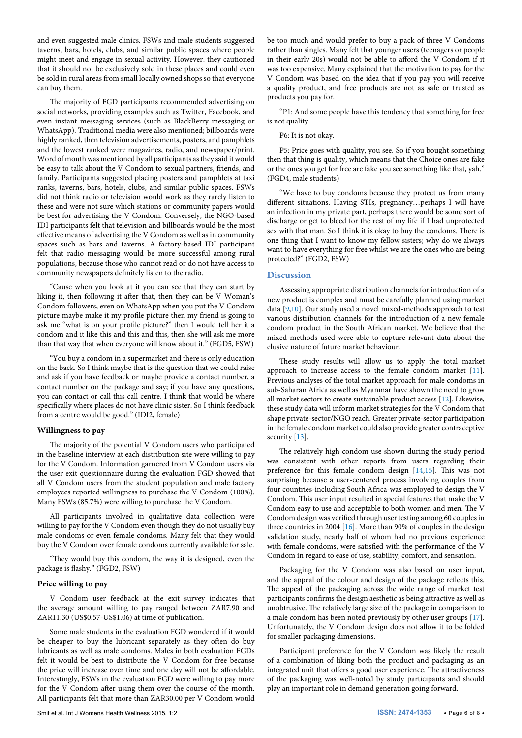and even suggested male clinics. FSWs and male students suggested taverns, bars, hotels, clubs, and similar public spaces where people might meet and engage in sexual activity. However, they cautioned that it should not be exclusively sold in these places and could even be sold in rural areas from small locally owned shops so that everyone can buy them.

The majority of FGD participants recommended advertising on social networks, providing examples such as Twitter, Facebook, and even instant messaging services (such as BlackBerry messaging or WhatsApp). Traditional media were also mentioned; billboards were highly ranked, then television advertisements, posters, and pamphlets and the lowest ranked were magazines, radio, and newspaper/print. Word of mouth was mentioned by all participants as they said it would be easy to talk about the V Condom to sexual partners, friends, and family. Participants suggested placing posters and pamphlets at taxi ranks, taverns, bars, hotels, clubs, and similar public spaces. FSWs did not think radio or television would work as they rarely listen to these and were not sure which stations or community papers would be best for advertising the V Condom. Conversely, the NGO-based IDI participants felt that television and billboards would be the most effective means of advertising the V Condom as well as in community spaces such as bars and taverns. A factory-based IDI participant felt that radio messaging would be more successful among rural populations, because those who cannot read or do not have access to community newspapers definitely listen to the radio.

"Cause when you look at it you can see that they can start by liking it, then following it after that, then they can be V Woman's Condom followers, even on WhatsApp when you put the V Condom picture maybe make it my profile picture then my friend is going to ask me "what is on your profile picture?" then I would tell her it a condom and it like this and this and this, then she will ask me more than that way that when everyone will know about it." (FGD5, FSW)

"You buy a condom in a supermarket and there is only education on the back. So I think maybe that is the question that we could raise and ask if you have feedback or maybe provide a contact number, a contact number on the package and say; if you have any questions, you can contact or call this call centre. I think that would be where specifically where places do not have clinic sister. So I think feedback from a centre would be good." (IDI2, female)

### Willingness to pay

The majority of the potential V Condom users who participated in the baseline interview at each distribution site were willing to pay for the V Condom. Information garnered from V Condom users via the user exit questionnaire during the evaluation FGD showed that all V Condom users from the student population and male factory employees reported willingness to purchase the V Condom (100%). Many FSWs (85.7%) were willing to purchase the V Condom.

All participants involved in qualitative data collection were willing to pay for the V Condom even though they do not usually buy male condoms or even female condoms. Many felt that they would buy the V Condom over female condoms currently available for sale.

"They would buy this condom, the way it is designed, even the package is flashy." (FGD2, FSW)

### Price willing to pay

V Condom user feedback at the exit survey indicates that the average amount willing to pay ranged between ZAR7.90 and ZAR11.30 (US$0.57-US$1.06) at time of publication.

Some male students in the evaluation FGD wondered if it would be cheaper to buy the lubricant separately as they often do buy lubricants as well as male condoms. Males in both evaluation FGDs felt it would be best to distribute the V Condom for free because the price will increase over time and one day will not be affordable. Interestingly, FSWs in the evaluation FGD were willing to pay more for the V Condom after using them over the course of the month. All participants felt that more than ZAR30.00 per V Condom would be too much and would prefer to buy a pack of three V Condoms rather than singles. Many felt that younger users (teenagers or people in their early 20s) would not be able to afford the V Condom if it was too expensive. Many explained that the motivation to pay for the V Condom was based on the idea that if you pay you will receive a quality product, and free products are not as safe or trusted as products you pay for.

"P1: And some people have this tendency that something for free is not quality.

P6: It is not okay.

P5: Price goes with quality, you see. So if you bought something then that thing is quality, which means that the Choice ones are fake or the ones you get for free are fake you see something like that, yah." (FGD4, male students)

"We have to buy condoms because they protect us from many different situations. Having STIs, pregnancy…perhaps I will have an infection in my private part, perhaps there would be some sort of discharge or get to bleed for the rest of my life if I had unprotected sex with that man. So I think it is okay to buy the condoms. There is one thing that I want to know my fellow sisters; why do we always want to have everything for free whilst we are the ones who are being protected?" (FGD2, FSW)

## Discussion

Assessing appropriate distribution channels for introduction of a new product is complex and must be carefully planned using market data [9,10]. Our study used a novel mixed-methods approach to test various distribution channels for the introduction of a new female condom product in the South African market. We believe that the mixed methods used were able to capture relevant data about the elusive nature of future market behaviour.

These study results will allow us to apply the total market approach to increase access to the female condom market [11]. Previous analyses of the total market approach for male condoms in sub-Saharan Africa as well as Myanmar have shown the need to grow all market sectors to create sustainable product access [12]. Likewise, these study data will inform market strategies for the V Condom that shape private-sector/NGO reach. Greater private-sector participation in the female condom market could also provide greater contraceptive security [13].

The relatively high condom use shown during the study period was consistent with other reports from users regarding their preference for this female condom design [14,15]. This was not surprising because a user-centered process involving couples from four countries-including South Africa-was employed to design the V Condom. This user input resulted in special features that make the V Condom easy to use and acceptable to both women and men. The V Condom design was verified through user testing among 60 couples in three countries in 2004 [16]. More than 90% of couples in the design validation study, nearly half of whom had no previous experience with female condoms, were satisfied with the performance of the V Condom in regard to ease of use, stability, comfort, and sensation.

Packaging for the V Condom was also based on user input, and the appeal of the colour and design of the package reflects this. The appeal of the packaging across the wide range of market test participants confirms the design aesthetic as being attractive as well as unobtrusive. The relatively large size of the package in comparison to a male condom has been noted previously by other user groups [17]. Unfortunately, the V Condom design does not allow it to be folded for smaller packaging dimensions.

Participant preference for the V Condom was likely the result of a combination of liking both the product and packaging as an integrated unit that offers a good user experience. The attractiveness of the packaging was well-noted by study participants and should play an important role in demand generation going forward.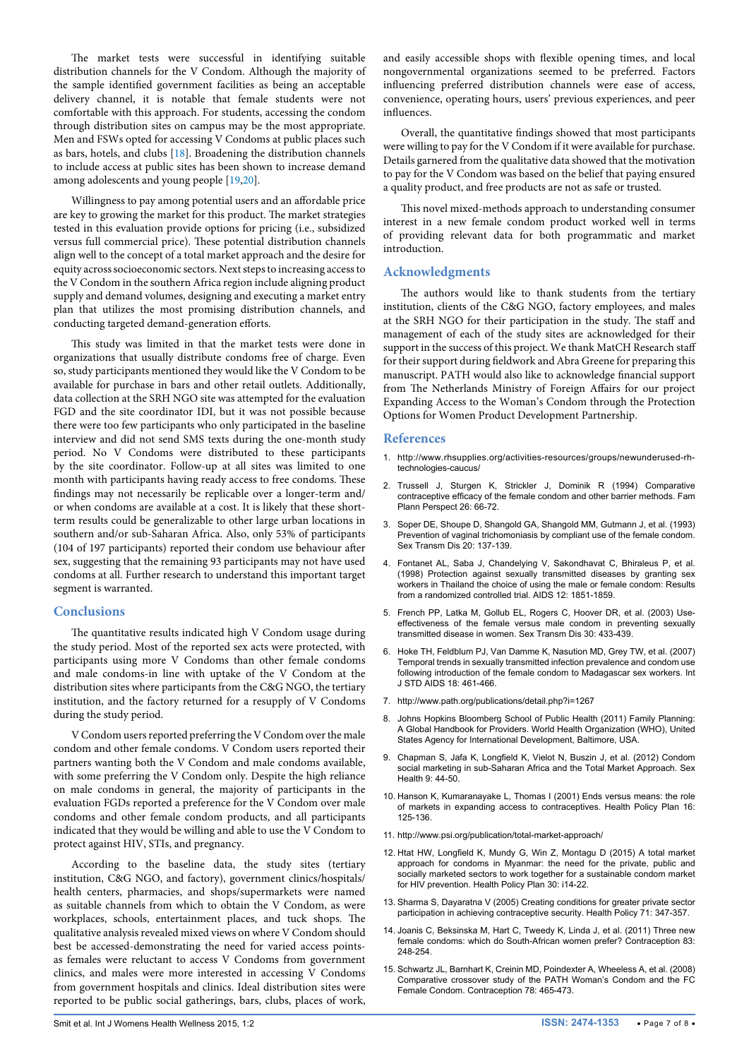The market tests were successful in identifying suitable distribution channels for the V Condom. Although the majority of the sample identified government facilities as being an acceptable delivery channel, it is notable that female students were not comfortable with this approach. For students, accessing the condom through distribution sites on campus may be the most appropriate. Men and FSWs opted for accessing V Condoms at public places such as bars, hotels, and clubs [18]. Broadening the distribution channels to include access at public sites has been shown to increase demand among adolescents and young people [19,20].

Willingness to pay among potential users and an affordable price are key to growing the market for this product. The market strategies tested in this evaluation provide options for pricing (i.e., subsidized versus full commercial price). These potential distribution channels align well to the concept of a total market approach and the desire for equity across socioeconomic sectors. Next steps to increasing access to the V Condom in the southern Africa region include aligning product supply and demand volumes, designing and executing a market entry plan that utilizes the most promising distribution channels, and conducting targeted demand-generation efforts.

This study was limited in that the market tests were done in organizations that usually distribute condoms free of charge. Even so, study participants mentioned they would like the V Condom to be available for purchase in bars and other retail outlets. Additionally, data collection at the SRH NGO site was attempted for the evaluation FGD and the site coordinator IDI, but it was not possible because there were too few participants who only participated in the baseline interview and did not send SMS texts during the one-month study period. No V Condoms were distributed to these participants by the site coordinator. Follow-up at all sites was limited to one month with participants having ready access to free condoms. These findings may not necessarily be replicable over a longer-term and/or when condoms are available at a cost. It is likely that these short-term results could be generalizable to other large urban locations in southern and/or sub-Saharan Africa. Also, only 53% of participants (104 of 197 participants) reported their condom use behaviour after sex, suggesting that the remaining 93 participants may not have used condoms at all. Further research to understand this important target segment is warranted.

## Conclusions

The quantitative results indicated high V Condom usage during the study period. Most of the reported sex acts were protected, with participants using more V Condoms than other female condoms and male condoms-in line with uptake of the V Condom at the distribution sites where participants from the C&G NGO, the tertiary institution, and the factory returned for a resupply of V Condoms during the study period.

V Condom users reported preferring the V Condom over the male condom and other female condoms. V Condom users reported their partners wanting both the V Condom and male condoms available, with some preferring the V Condom only. Despite the high reliance on male condoms in general, the majority of participants in the evaluation FGDs reported a preference for the V Condom over male condoms and other female condom products, and all participants indicated that they would be willing and able to use the V Condom to protect against HIV, STIs, and pregnancy.

According to the baseline data, the study sites (tertiary institution, C&G NGO, and factory), government clinics/hospitals/health centers, pharmacies, and shops/supermarkets were named as suitable channels from which to obtain the V Condom, as were workplaces, schools, entertainment places, and tuck shops. The qualitative analysis revealed mixed views on where V Condom should best be accessed-demonstrating the need for varied access points-as females were reluctant to access V Condoms from government clinics, and males were more interested in accessing V Condoms from government hospitals and clinics. Ideal distribution sites were reported to be public social gatherings, bars, clubs, places of work, and easily accessible shops with flexible opening times, and local nongovernmental organizations seemed to be preferred. Factors influencing preferred distribution channels were ease of access, convenience, operating hours, users' previous experiences, and peer influences.

Overall, the quantitative findings showed that most participants were willing to pay for the V Condom if it were available for purchase. Details garnered from the qualitative data showed that the motivation to pay for the V Condom was based on the belief that paying ensured a quality product, and free products are not as safe or trusted.

This novel mixed-methods approach to understanding consumer interest in a new female condom product worked well in terms of providing relevant data for both programmatic and market introduction.

## Acknowledgments

The authors would like to thank students from the tertiary institution, clients of the C&G NGO, factory employees, and males at the SRH NGO for their participation in the study. The staff and management of each of the study sites are acknowledged for their support in the success of this project. We thank MatCH Research staff for their support during fieldwork and Abra Greene for preparing this manuscript. PATH would also like to acknowledge financial support from The Netherlands Ministry of Foreign Affairs for our project Expanding Access to the Woman's Condom through the Protection Options for Women Product Development Partnership.

## References

1. http://www.rhsupplies.org/activities-resources/groups/newunderused-rh-technologies-caucus/
2. Trussell J, Sturgen K, Strickler J, Dominik R (1994) Comparative contraceptive efficacy of the female condom and other barrier methods. Fam Plann Perspect 26: 66-72.
3. Soper DE, Shoupe D, Shangold GA, Shangold MM, Gutmann J, et al. (1993) Prevention of vaginal trichomoniasis by compliant use of the female condom. Sex Transm Dis 20: 137-139.
4. Fontanet AL, Saba J, Chandelying V, Sakondhavat C, Bhiraleus P, et al. (1998) Protection against sexually transmitted diseases by granting sex workers in Thailand the choice of using the male or female condom: Results from a randomized controlled trial. AIDS 12: 1851-1859.
5. French PP, Latka M, Gollub EL, Rogers C, Hoover DR, et al. (2003) Use-effectiveness of the female versus male condom in preventing sexually transmitted disease in women. Sex Transm Dis 30: 433-439.
6. Hoke TH, Feldblum PJ, Van Damme K, Nasution MD, Grey TW, et al. (2007) Temporal trends in sexually transmitted infection prevalence and condom use following introduction of the female condom to Madagascar sex workers. Int J STD AIDS 18: 461-466.
7. http://www.path.org/publications/detail.php?i=1267
8. Johns Hopkins Bloomberg School of Public Health (2011) Family Planning: A Global Handbook for Providers. World Health Organization (WHO), United States Agency for International Development, Baltimore, USA.
9. Chapman S, Jafa K, Longfield K, Vielot N, Buszin J, et al. (2012) Condom social marketing in sub-Saharan Africa and the Total Market Approach. Sex Health 9: 44-50.
10. Hanson K, Kumaranayake L, Thomas I (2001) Ends versus means: the role of markets in expanding access to contraceptives. Health Policy Plan 16: 125-136.
11. http://www.psi.org/publication/total-market-approach/
12. Htat HW, Longfield K, Mundy G, Win Z, Montagu D (2015) A total market approach for condoms in Myanmar: the need for the private, public and socially marketed sectors to work together for a sustainable condom market for HIV prevention. Health Policy Plan 30: i14-22.
13. Sharma S, Dayaratna V (2005) Creating conditions for greater private sector participation in achieving contraceptive security. Health Policy 71: 347-357.
14. Joanis C, Beksinska M, Hart C, Tweedy K, Linda J, et al. (2011) Three new female condoms: which do South-African women prefer? Contraception 83: 248-254.
15. Schwartz JL, Barnhart K, Creinin MD, Poindexter A, Wheeless A, et al. (2008) Comparative crossover study of the PATH Woman's Condom and the FC Female Condom. Contraception 78: 465-473.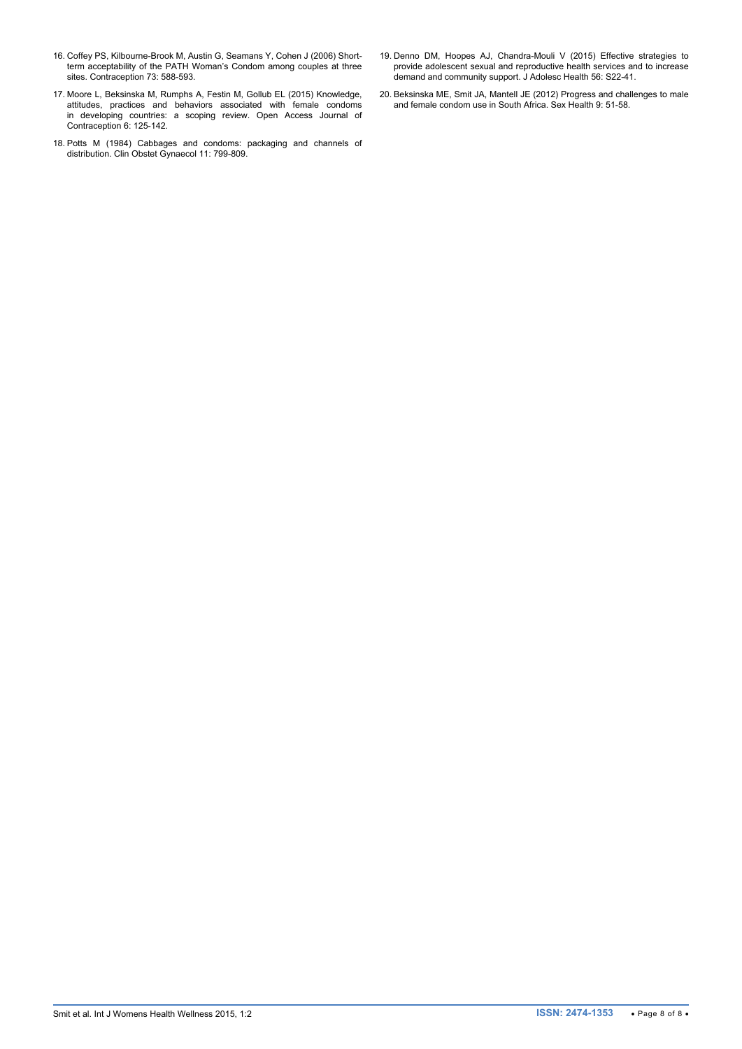16. Coffey PS, Kilbourne-Brook M, Austin G, Seamans Y, Cohen J (2006) Short-term acceptability of the PATH Woman's Condom among couples at three sites. Contraception 73: 588-593.

17. Moore L, Beksinska M, Rumphs A, Festin M, Gollub EL (2015) Knowledge, attitudes, practices and behaviors associated with female condoms in developing countries: a scoping review. Open Access Journal of Contraception 6: 125-142.

18. Potts M (1984) Cabbages and condoms: packaging and channels of distribution. Clin Obstet Gynaecol 11: 799-809.

19. Denno DM, Hoopes AJ, Chandra-Mouli V (2015) Effective strategies to provide adolescent sexual and reproductive health services and to increase demand and community support. J Adolesc Health 56: S22-41.

20. Beksinska ME, Smit JA, Mantell JE (2012) Progress and challenges to male and female condom use in South Africa. Sex Health 9: 51-58.